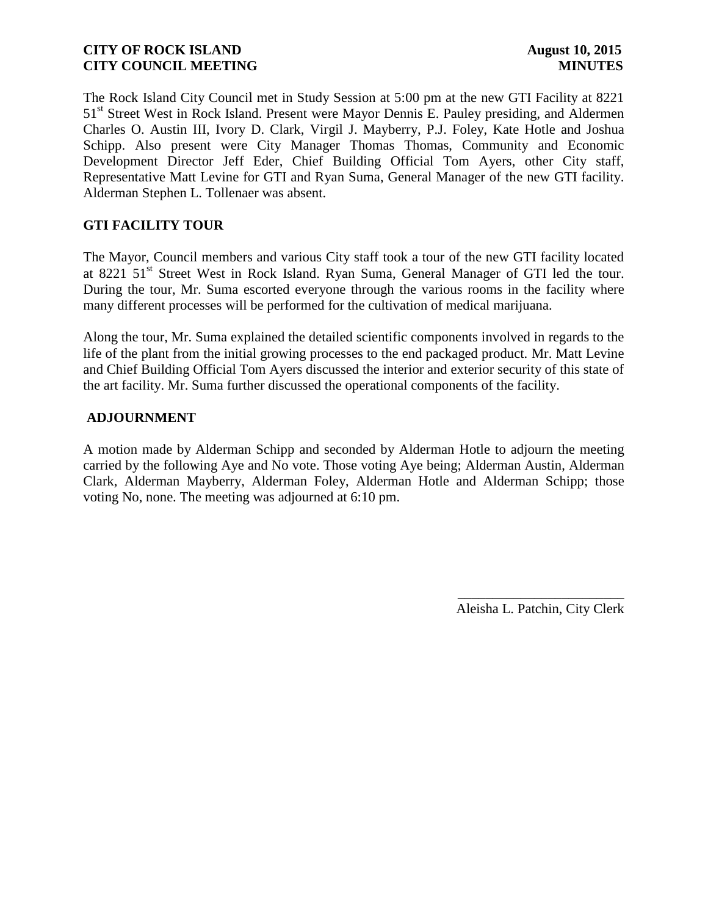**CITY OF ROCK ISLAND** **August 10, 2015**
**CITY COUNCIL MEETING** **MINUTES**

The Rock Island City Council met in Study Session at 5:00 pm at the new GTI Facility at 8221 51st Street West in Rock Island. Present were Mayor Dennis E. Pauley presiding, and Aldermen Charles O. Austin III, Ivory D. Clark, Virgil J. Mayberry, P.J. Foley, Kate Hotle and Joshua Schipp. Also present were City Manager Thomas Thomas, Community and Economic Development Director Jeff Eder, Chief Building Official Tom Ayers, other City staff, Representative Matt Levine for GTI and Ryan Suma, General Manager of the new GTI facility. Alderman Stephen L. Tollenaer was absent.

## GTI FACILITY TOUR

The Mayor, Council members and various City staff took a tour of the new GTI facility located at 8221 51st Street West in Rock Island. Ryan Suma, General Manager of GTI led the tour. During the tour, Mr. Suma escorted everyone through the various rooms in the facility where many different processes will be performed for the cultivation of medical marijuana.

Along the tour, Mr. Suma explained the detailed scientific components involved in regards to the life of the plant from the initial growing processes to the end packaged product. Mr. Matt Levine and Chief Building Official Tom Ayers discussed the interior and exterior security of this state of the art facility. Mr. Suma further discussed the operational components of the facility.

## ADJOURNMENT

A motion made by Alderman Schipp and seconded by Alderman Hotle to adjourn the meeting carried by the following Aye and No vote. Those voting Aye being; Alderman Austin, Alderman Clark, Alderman Mayberry, Alderman Foley, Alderman Hotle and Alderman Schipp; those voting No, none. The meeting was adjourned at 6:10 pm.

\_\_\_\_\_\_\_\_\_\_\_\_\_\_\_\_\_\_\_\_\_\_\_\_
Aleisha L. Patchin, City Clerk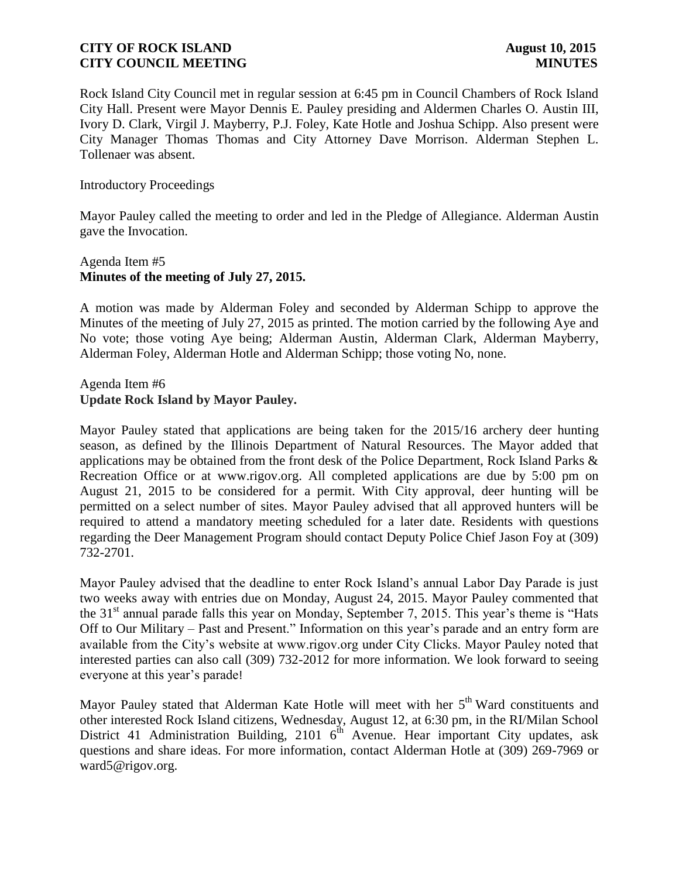Rock Island City Council met in regular session at 6:45 pm in Council Chambers of Rock Island City Hall. Present were Mayor Dennis E. Pauley presiding and Aldermen Charles O. Austin III, Ivory D. Clark, Virgil J. Mayberry, P.J. Foley, Kate Hotle and Joshua Schipp. Also present were City Manager Thomas Thomas and City Attorney Dave Morrison. Alderman Stephen L. Tollenaer was absent.

Introductory Proceedings

Mayor Pauley called the meeting to order and led in the Pledge of Allegiance. Alderman Austin gave the Invocation.

Agenda Item #5
**Minutes of the meeting of July 27, 2015.**

A motion was made by Alderman Foley and seconded by Alderman Schipp to approve the Minutes of the meeting of July 27, 2015 as printed. The motion carried by the following Aye and No vote; those voting Aye being; Alderman Austin, Alderman Clark, Alderman Mayberry, Alderman Foley, Alderman Hotle and Alderman Schipp; those voting No, none.

Agenda Item #6
**Update Rock Island by Mayor Pauley.**

Mayor Pauley stated that applications are being taken for the 2015/16 archery deer hunting season, as defined by the Illinois Department of Natural Resources. The Mayor added that applications may be obtained from the front desk of the Police Department, Rock Island Parks & Recreation Office or at www.rigov.org. All completed applications are due by 5:00 pm on August 21, 2015 to be considered for a permit. With City approval, deer hunting will be permitted on a select number of sites. Mayor Pauley advised that all approved hunters will be required to attend a mandatory meeting scheduled for a later date. Residents with questions regarding the Deer Management Program should contact Deputy Police Chief Jason Foy at (309) 732-2701.

Mayor Pauley advised that the deadline to enter Rock Island's annual Labor Day Parade is just two weeks away with entries due on Monday, August 24, 2015. Mayor Pauley commented that the 31st annual parade falls this year on Monday, September 7, 2015. This year's theme is "Hats Off to Our Military – Past and Present." Information on this year's parade and an entry form are available from the City's website at www.rigov.org under City Clicks. Mayor Pauley noted that interested parties can also call (309) 732-2012 for more information. We look forward to seeing everyone at this year's parade!

Mayor Pauley stated that Alderman Kate Hotle will meet with her 5th Ward constituents and other interested Rock Island citizens, Wednesday, August 12, at 6:30 pm, in the RI/Milan School District 41 Administration Building, 2101 6th Avenue. Hear important City updates, ask questions and share ideas. For more information, contact Alderman Hotle at (309) 269-7969 or ward5@rigov.org.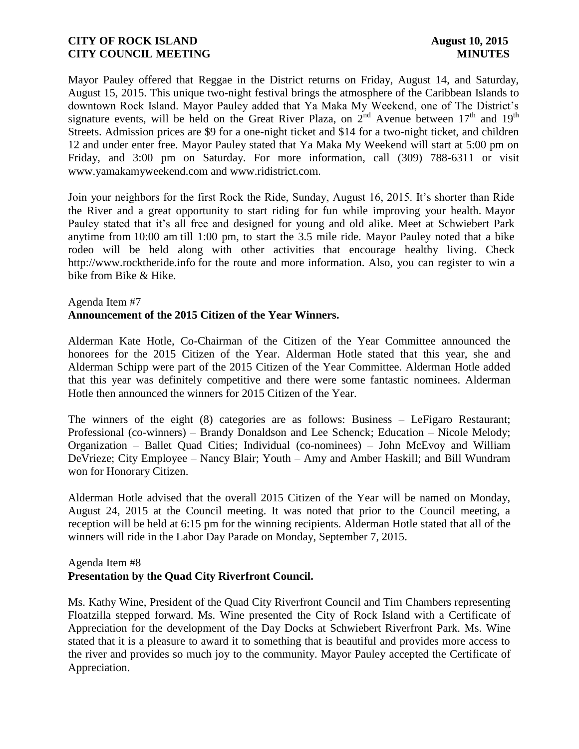Mayor Pauley offered that Reggae in the District returns on Friday, August 14, and Saturday, August 15, 2015. This unique two-night festival brings the atmosphere of the Caribbean Islands to downtown Rock Island. Mayor Pauley added that Ya Maka My Weekend, one of The District's signature events, will be held on the Great River Plaza, on 2nd Avenue between 17th and 19th Streets. Admission prices are $9 for a one-night ticket and $14 for a two-night ticket, and children 12 and under enter free. Mayor Pauley stated that Ya Maka My Weekend will start at 5:00 pm on Friday, and 3:00 pm on Saturday. For more information, call (309) 788-6311 or visit www.yamakamyweekend.com and www.ridistrict.com.

Join your neighbors for the first Rock the Ride, Sunday, August 16, 2015. It's shorter than Ride the River and a great opportunity to start riding for fun while improving your health. Mayor Pauley stated that it's all free and designed for young and old alike. Meet at Schwiebert Park anytime from 10:00 am till 1:00 pm, to start the 3.5 mile ride. Mayor Pauley noted that a bike rodeo will be held along with other activities that encourage healthy living. Check http://www.rocktheride.info for the route and more information. Also, you can register to win a bike from Bike & Hike.

Agenda Item #7
**Announcement of the 2015 Citizen of the Year Winners.**

Alderman Kate Hotle, Co-Chairman of the Citizen of the Year Committee announced the honorees for the 2015 Citizen of the Year. Alderman Hotle stated that this year, she and Alderman Schipp were part of the 2015 Citizen of the Year Committee. Alderman Hotle added that this year was definitely competitive and there were some fantastic nominees. Alderman Hotle then announced the winners for 2015 Citizen of the Year.

The winners of the eight (8) categories are as follows: Business – LeFigaro Restaurant; Professional (co-winners) – Brandy Donaldson and Lee Schenck; Education – Nicole Melody; Organization – Ballet Quad Cities; Individual (co-nominees) – John McEvoy and William DeVrieze; City Employee – Nancy Blair; Youth – Amy and Amber Haskill; and Bill Wundram won for Honorary Citizen.

Alderman Hotle advised that the overall 2015 Citizen of the Year will be named on Monday, August 24, 2015 at the Council meeting. It was noted that prior to the Council meeting, a reception will be held at 6:15 pm for the winning recipients. Alderman Hotle stated that all of the winners will ride in the Labor Day Parade on Monday, September 7, 2015.

Agenda Item #8
**Presentation by the Quad City Riverfront Council.**

Ms. Kathy Wine, President of the Quad City Riverfront Council and Tim Chambers representing Floatzilla stepped forward. Ms. Wine presented the City of Rock Island with a Certificate of Appreciation for the development of the Day Docks at Schwiebert Riverfront Park. Ms. Wine stated that it is a pleasure to award it to something that is beautiful and provides more access to the river and provides so much joy to the community. Mayor Pauley accepted the Certificate of Appreciation.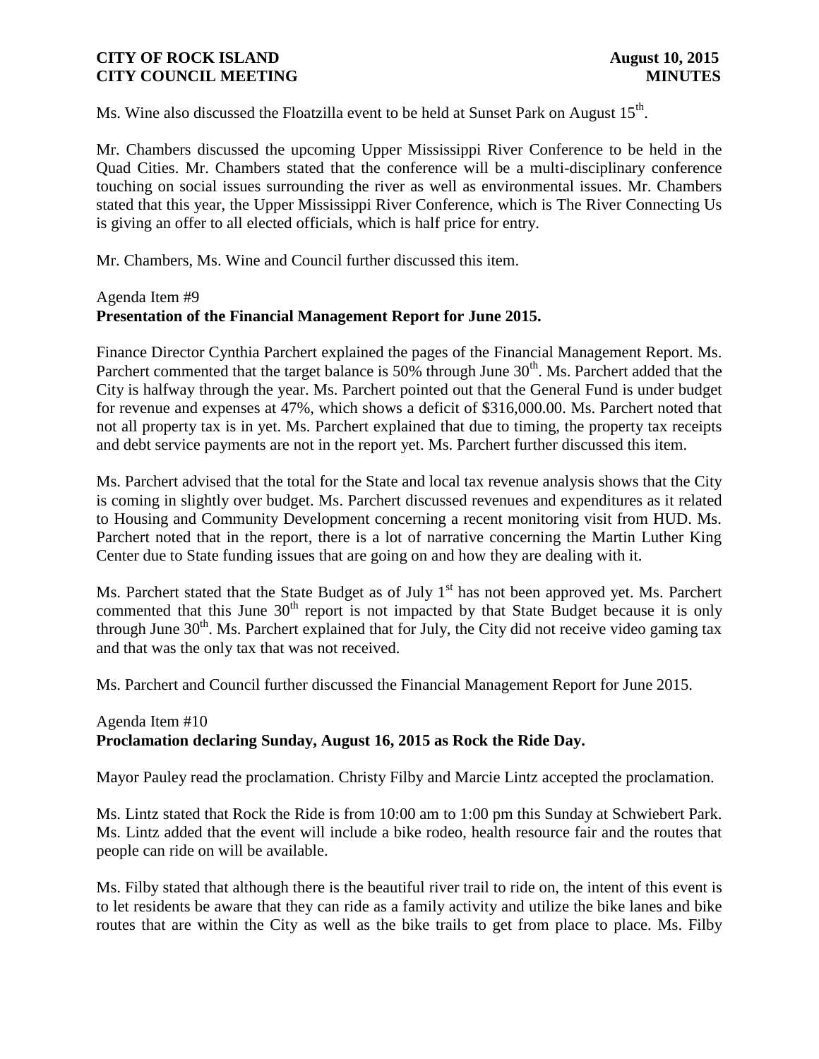Ms. Wine also discussed the Floatzilla event to be held at Sunset Park on August 15th.

Mr. Chambers discussed the upcoming Upper Mississippi River Conference to be held in the Quad Cities. Mr. Chambers stated that the conference will be a multi-disciplinary conference touching on social issues surrounding the river as well as environmental issues. Mr. Chambers stated that this year, the Upper Mississippi River Conference, which is The River Connecting Us is giving an offer to all elected officials, which is half price for entry.

Mr. Chambers, Ms. Wine and Council further discussed this item.

Agenda Item #9
**Presentation of the Financial Management Report for June 2015.**

Finance Director Cynthia Parchert explained the pages of the Financial Management Report. Ms. Parchert commented that the target balance is 50% through June 30th. Ms. Parchert added that the City is halfway through the year. Ms. Parchert pointed out that the General Fund is under budget for revenue and expenses at 47%, which shows a deficit of $316,000.00. Ms. Parchert noted that not all property tax is in yet. Ms. Parchert explained that due to timing, the property tax receipts and debt service payments are not in the report yet. Ms. Parchert further discussed this item.

Ms. Parchert advised that the total for the State and local tax revenue analysis shows that the City is coming in slightly over budget. Ms. Parchert discussed revenues and expenditures as it related to Housing and Community Development concerning a recent monitoring visit from HUD. Ms. Parchert noted that in the report, there is a lot of narrative concerning the Martin Luther King Center due to State funding issues that are going on and how they are dealing with it.

Ms. Parchert stated that the State Budget as of July 1st has not been approved yet. Ms. Parchert commented that this June 30th report is not impacted by that State Budget because it is only through June 30th. Ms. Parchert explained that for July, the City did not receive video gaming tax and that was the only tax that was not received.

Ms. Parchert and Council further discussed the Financial Management Report for June 2015.

Agenda Item #10
**Proclamation declaring Sunday, August 16, 2015 as Rock the Ride Day.**

Mayor Pauley read the proclamation. Christy Filby and Marcie Lintz accepted the proclamation.

Ms. Lintz stated that Rock the Ride is from 10:00 am to 1:00 pm this Sunday at Schwiebert Park. Ms. Lintz added that the event will include a bike rodeo, health resource fair and the routes that people can ride on will be available.

Ms. Filby stated that although there is the beautiful river trail to ride on, the intent of this event is to let residents be aware that they can ride as a family activity and utilize the bike lanes and bike routes that are within the City as well as the bike trails to get from place to place. Ms. Filby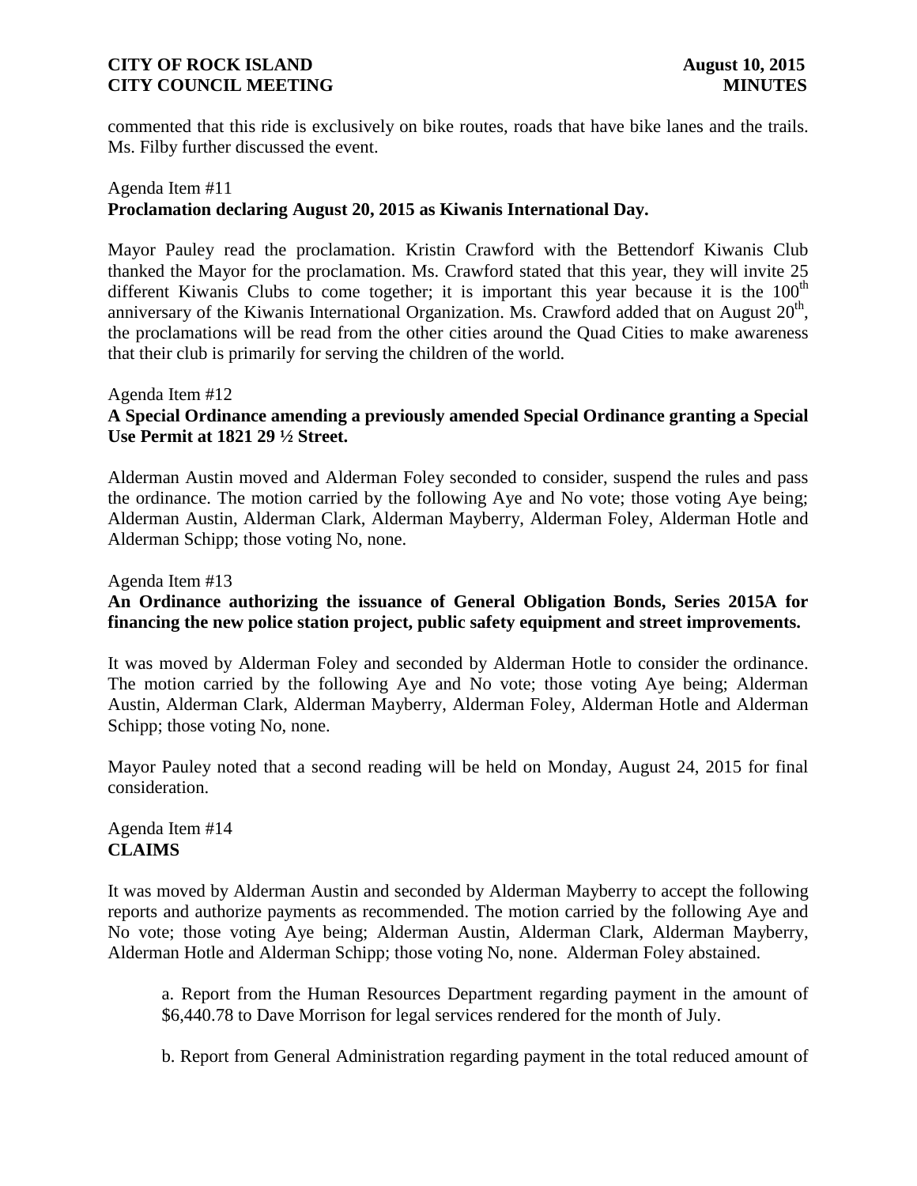commented that this ride is exclusively on bike routes, roads that have bike lanes and the trails. Ms. Filby further discussed the event.

Agenda Item #11
**Proclamation declaring August 20, 2015 as Kiwanis International Day.**

Mayor Pauley read the proclamation. Kristin Crawford with the Bettendorf Kiwanis Club thanked the Mayor for the proclamation. Ms. Crawford stated that this year, they will invite 25 different Kiwanis Clubs to come together; it is important this year because it is the 100th anniversary of the Kiwanis International Organization. Ms. Crawford added that on August 20th, the proclamations will be read from the other cities around the Quad Cities to make awareness that their club is primarily for serving the children of the world.

Agenda Item #12
**A Special Ordinance amending a previously amended Special Ordinance granting a Special Use Permit at 1821 29 ½ Street.**

Alderman Austin moved and Alderman Foley seconded to consider, suspend the rules and pass the ordinance. The motion carried by the following Aye and No vote; those voting Aye being; Alderman Austin, Alderman Clark, Alderman Mayberry, Alderman Foley, Alderman Hotle and Alderman Schipp; those voting No, none.

Agenda Item #13
**An Ordinance authorizing the issuance of General Obligation Bonds, Series 2015A for financing the new police station project, public safety equipment and street improvements.**

It was moved by Alderman Foley and seconded by Alderman Hotle to consider the ordinance. The motion carried by the following Aye and No vote; those voting Aye being; Alderman Austin, Alderman Clark, Alderman Mayberry, Alderman Foley, Alderman Hotle and Alderman Schipp; those voting No, none.

Mayor Pauley noted that a second reading will be held on Monday, August 24, 2015 for final consideration.

Agenda Item #14
**CLAIMS**

It was moved by Alderman Austin and seconded by Alderman Mayberry to accept the following reports and authorize payments as recommended. The motion carried by the following Aye and No vote; those voting Aye being; Alderman Austin, Alderman Clark, Alderman Mayberry, Alderman Hotle and Alderman Schipp; those voting No, none. Alderman Foley abstained.

a. Report from the Human Resources Department regarding payment in the amount of $6,440.78 to Dave Morrison for legal services rendered for the month of July.

b. Report from General Administration regarding payment in the total reduced amount of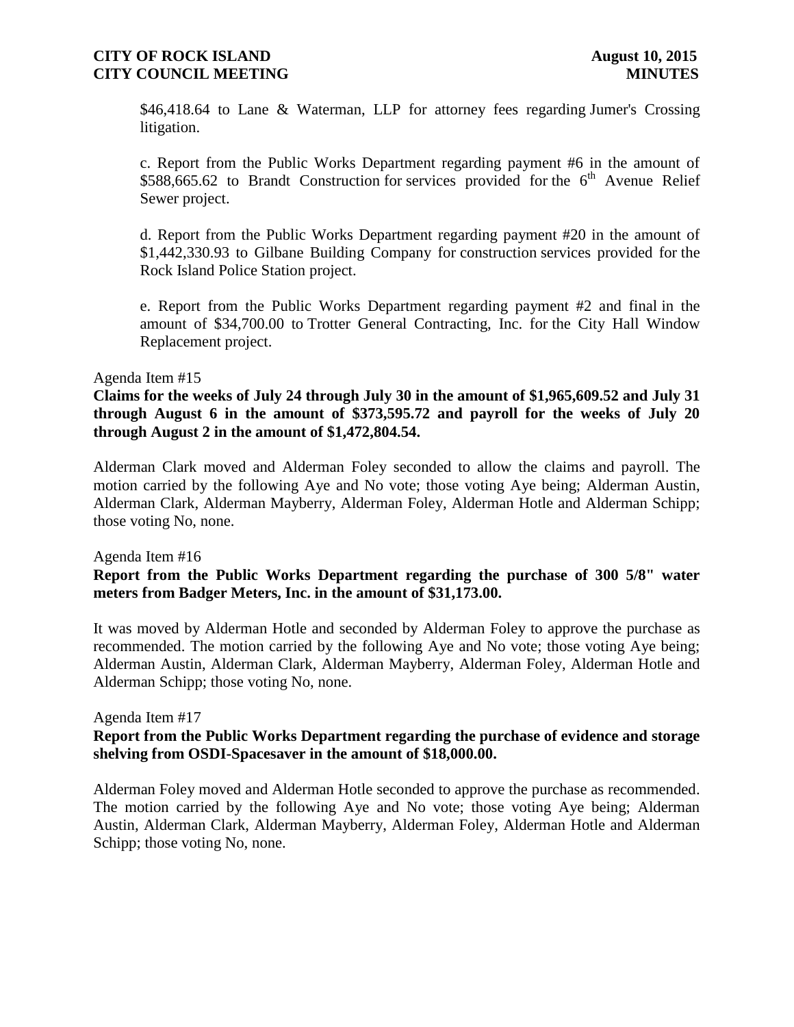$46,418.64 to Lane & Waterman, LLP for attorney fees regarding Jumer's Crossing litigation.

c. Report from the Public Works Department regarding payment #6 in the amount of $588,665.62 to Brandt Construction for services provided for the 6th Avenue Relief Sewer project.

d. Report from the Public Works Department regarding payment #20 in the amount of $1,442,330.93 to Gilbane Building Company for construction services provided for the Rock Island Police Station project.

e. Report from the Public Works Department regarding payment #2 and final in the amount of $34,700.00 to Trotter General Contracting, Inc. for the City Hall Window Replacement project.

Agenda Item #15

**Claims for the weeks of July 24 through July 30 in the amount of $1,965,609.52 and July 31 through August 6 in the amount of $373,595.72 and payroll for the weeks of July 20 through August 2 in the amount of $1,472,804.54.**

Alderman Clark moved and Alderman Foley seconded to allow the claims and payroll. The motion carried by the following Aye and No vote; those voting Aye being; Alderman Austin, Alderman Clark, Alderman Mayberry, Alderman Foley, Alderman Hotle and Alderman Schipp; those voting No, none.

Agenda Item #16

**Report from the Public Works Department regarding the purchase of 300 5/8" water meters from Badger Meters, Inc. in the amount of $31,173.00.**

It was moved by Alderman Hotle and seconded by Alderman Foley to approve the purchase as recommended. The motion carried by the following Aye and No vote; those voting Aye being; Alderman Austin, Alderman Clark, Alderman Mayberry, Alderman Foley, Alderman Hotle and Alderman Schipp; those voting No, none.

Agenda Item #17

**Report from the Public Works Department regarding the purchase of evidence and storage shelving from OSDI-Spacesaver in the amount of $18,000.00.**

Alderman Foley moved and Alderman Hotle seconded to approve the purchase as recommended. The motion carried by the following Aye and No vote; those voting Aye being; Alderman Austin, Alderman Clark, Alderman Mayberry, Alderman Foley, Alderman Hotle and Alderman Schipp; those voting No, none.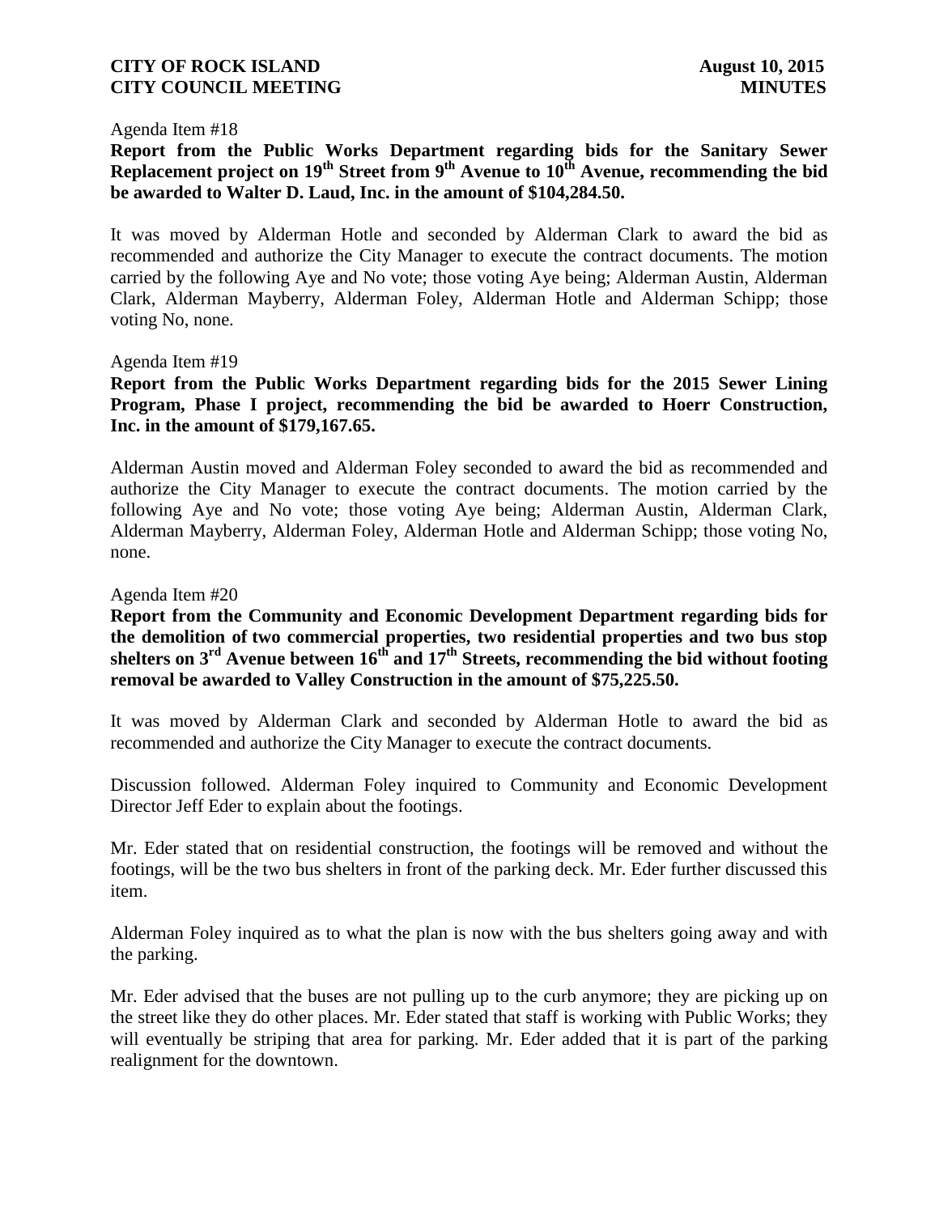Agenda Item #18

**Report from the Public Works Department regarding bids for the Sanitary Sewer Replacement project on 19th Street from 9th Avenue to 10th Avenue, recommending the bid be awarded to Walter D. Laud, Inc. in the amount of $104,284.50.**

It was moved by Alderman Hotle and seconded by Alderman Clark to award the bid as recommended and authorize the City Manager to execute the contract documents. The motion carried by the following Aye and No vote; those voting Aye being; Alderman Austin, Alderman Clark, Alderman Mayberry, Alderman Foley, Alderman Hotle and Alderman Schipp; those voting No, none.

Agenda Item #19

**Report from the Public Works Department regarding bids for the 2015 Sewer Lining Program, Phase I project, recommending the bid be awarded to Hoerr Construction, Inc. in the amount of $179,167.65.**

Alderman Austin moved and Alderman Foley seconded to award the bid as recommended and authorize the City Manager to execute the contract documents. The motion carried by the following Aye and No vote; those voting Aye being; Alderman Austin, Alderman Clark, Alderman Mayberry, Alderman Foley, Alderman Hotle and Alderman Schipp; those voting No, none.

Agenda Item #20

**Report from the Community and Economic Development Department regarding bids for the demolition of two commercial properties, two residential properties and two bus stop shelters on 3rd Avenue between 16th and 17th Streets, recommending the bid without footing removal be awarded to Valley Construction in the amount of $75,225.50.**

It was moved by Alderman Clark and seconded by Alderman Hotle to award the bid as recommended and authorize the City Manager to execute the contract documents.

Discussion followed. Alderman Foley inquired to Community and Economic Development Director Jeff Eder to explain about the footings.

Mr. Eder stated that on residential construction, the footings will be removed and without the footings, will be the two bus shelters in front of the parking deck. Mr. Eder further discussed this item.

Alderman Foley inquired as to what the plan is now with the bus shelters going away and with the parking.

Mr. Eder advised that the buses are not pulling up to the curb anymore; they are picking up on the street like they do other places. Mr. Eder stated that staff is working with Public Works; they will eventually be striping that area for parking. Mr. Eder added that it is part of the parking realignment for the downtown.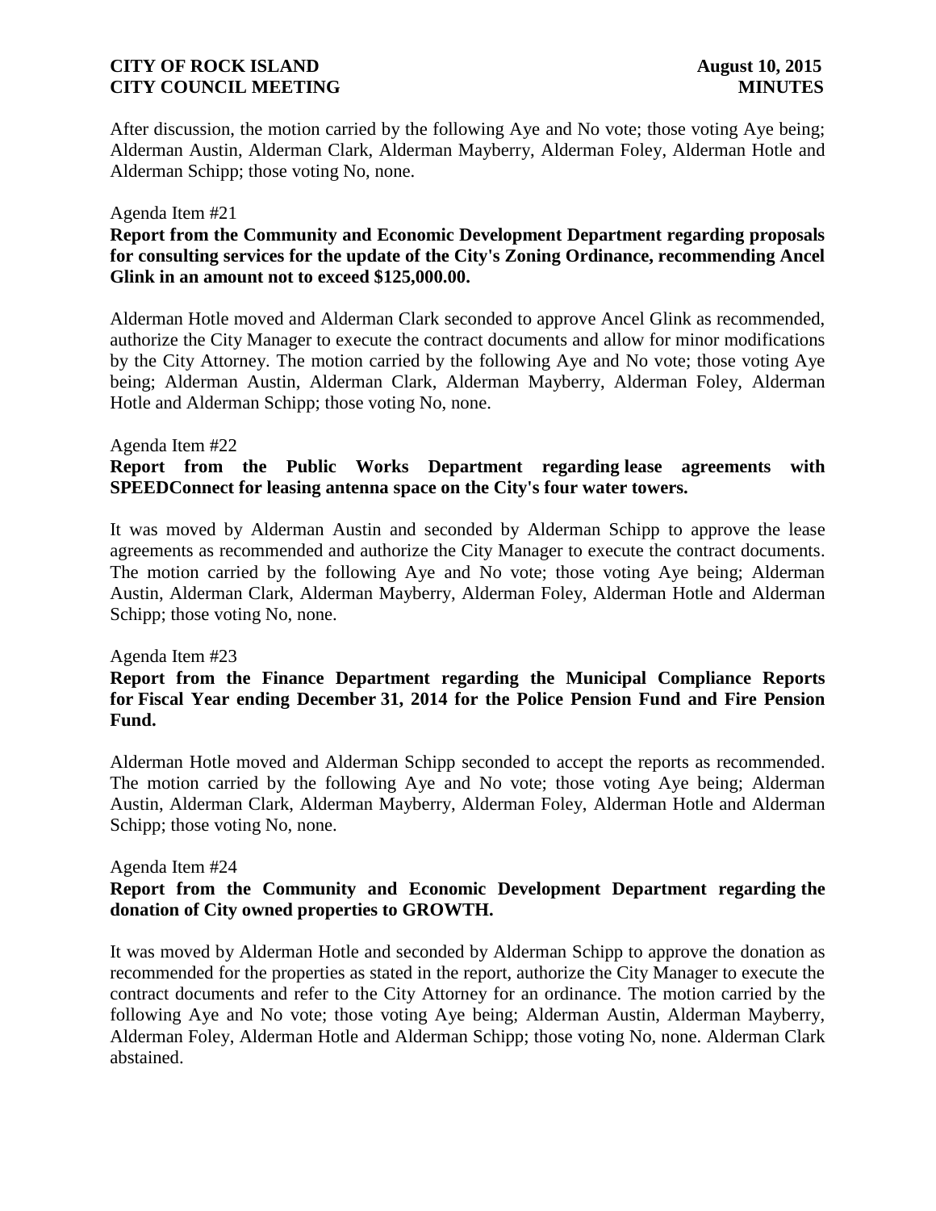After discussion, the motion carried by the following Aye and No vote; those voting Aye being; Alderman Austin, Alderman Clark, Alderman Mayberry, Alderman Foley, Alderman Hotle and Alderman Schipp; those voting No, none.

Agenda Item #21

**Report from the Community and Economic Development Department regarding proposals for consulting services for the update of the City's Zoning Ordinance, recommending Ancel Glink in an amount not to exceed $125,000.00.**

Alderman Hotle moved and Alderman Clark seconded to approve Ancel Glink as recommended, authorize the City Manager to execute the contract documents and allow for minor modifications by the City Attorney. The motion carried by the following Aye and No vote; those voting Aye being; Alderman Austin, Alderman Clark, Alderman Mayberry, Alderman Foley, Alderman Hotle and Alderman Schipp; those voting No, none.

Agenda Item #22

**Report from the Public Works Department regarding lease agreements with SPEEDConnect for leasing antenna space on the City's four water towers.**

It was moved by Alderman Austin and seconded by Alderman Schipp to approve the lease agreements as recommended and authorize the City Manager to execute the contract documents. The motion carried by the following Aye and No vote; those voting Aye being; Alderman Austin, Alderman Clark, Alderman Mayberry, Alderman Foley, Alderman Hotle and Alderman Schipp; those voting No, none.

Agenda Item #23

**Report from the Finance Department regarding the Municipal Compliance Reports for Fiscal Year ending December 31, 2014 for the Police Pension Fund and Fire Pension Fund.**

Alderman Hotle moved and Alderman Schipp seconded to accept the reports as recommended. The motion carried by the following Aye and No vote; those voting Aye being; Alderman Austin, Alderman Clark, Alderman Mayberry, Alderman Foley, Alderman Hotle and Alderman Schipp; those voting No, none.

Agenda Item #24

**Report from the Community and Economic Development Department regarding the donation of City owned properties to GROWTH.**

It was moved by Alderman Hotle and seconded by Alderman Schipp to approve the donation as recommended for the properties as stated in the report, authorize the City Manager to execute the contract documents and refer to the City Attorney for an ordinance. The motion carried by the following Aye and No vote; those voting Aye being; Alderman Austin, Alderman Mayberry, Alderman Foley, Alderman Hotle and Alderman Schipp; those voting No, none. Alderman Clark abstained.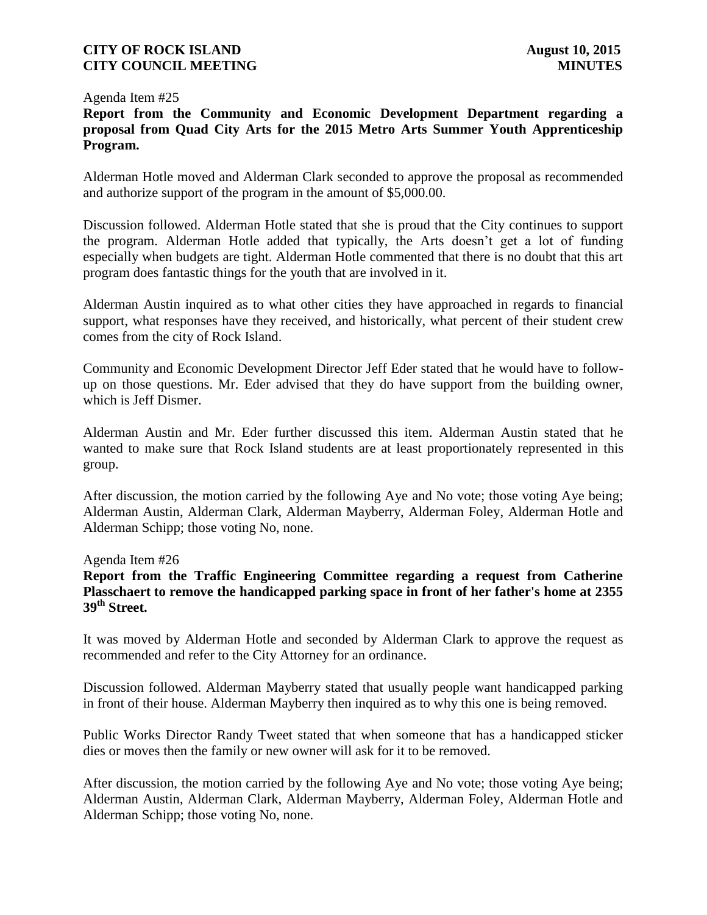Agenda Item #25

**Report from the Community and Economic Development Department regarding a proposal from Quad City Arts for the 2015 Metro Arts Summer Youth Apprenticeship Program.**

Alderman Hotle moved and Alderman Clark seconded to approve the proposal as recommended and authorize support of the program in the amount of $5,000.00.

Discussion followed. Alderman Hotle stated that she is proud that the City continues to support the program. Alderman Hotle added that typically, the Arts doesn't get a lot of funding especially when budgets are tight. Alderman Hotle commented that there is no doubt that this art program does fantastic things for the youth that are involved in it.

Alderman Austin inquired as to what other cities they have approached in regards to financial support, what responses have they received, and historically, what percent of their student crew comes from the city of Rock Island.

Community and Economic Development Director Jeff Eder stated that he would have to follow-up on those questions. Mr. Eder advised that they do have support from the building owner, which is Jeff Dismer.

Alderman Austin and Mr. Eder further discussed this item. Alderman Austin stated that he wanted to make sure that Rock Island students are at least proportionately represented in this group.

After discussion, the motion carried by the following Aye and No vote; those voting Aye being; Alderman Austin, Alderman Clark, Alderman Mayberry, Alderman Foley, Alderman Hotle and Alderman Schipp; those voting No, none.

Agenda Item #26

**Report from the Traffic Engineering Committee regarding a request from Catherine Plasschaert to remove the handicapped parking space in front of her father's home at 2355 39th Street.**

It was moved by Alderman Hotle and seconded by Alderman Clark to approve the request as recommended and refer to the City Attorney for an ordinance.

Discussion followed. Alderman Mayberry stated that usually people want handicapped parking in front of their house. Alderman Mayberry then inquired as to why this one is being removed.

Public Works Director Randy Tweet stated that when someone that has a handicapped sticker dies or moves then the family or new owner will ask for it to be removed.

After discussion, the motion carried by the following Aye and No vote; those voting Aye being; Alderman Austin, Alderman Clark, Alderman Mayberry, Alderman Foley, Alderman Hotle and Alderman Schipp; those voting No, none.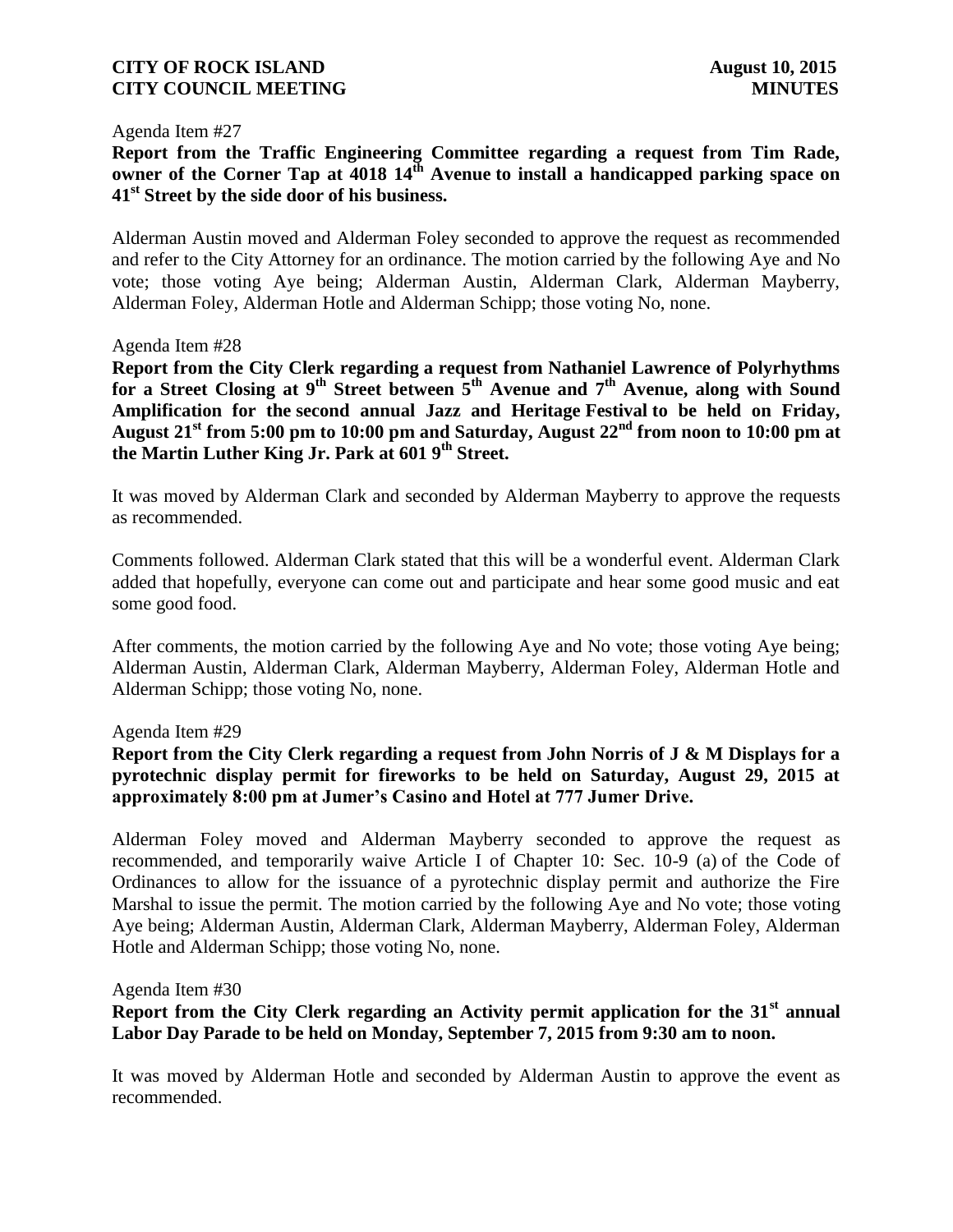Agenda Item #27

**Report from the Traffic Engineering Committee regarding a request from Tim Rade, owner of the Corner Tap at 4018 14th Avenue to install a handicapped parking space on 41st Street by the side door of his business.**

Alderman Austin moved and Alderman Foley seconded to approve the request as recommended and refer to the City Attorney for an ordinance. The motion carried by the following Aye and No vote; those voting Aye being; Alderman Austin, Alderman Clark, Alderman Mayberry, Alderman Foley, Alderman Hotle and Alderman Schipp; those voting No, none.

Agenda Item #28

**Report from the City Clerk regarding a request from Nathaniel Lawrence of Polyrhythms for a Street Closing at 9th Street between 5th Avenue and 7th Avenue, along with Sound Amplification for the second annual Jazz and Heritage Festival to be held on Friday, August 21st from 5:00 pm to 10:00 pm and Saturday, August 22nd from noon to 10:00 pm at the Martin Luther King Jr. Park at 601 9th Street.**

It was moved by Alderman Clark and seconded by Alderman Mayberry to approve the requests as recommended.

Comments followed. Alderman Clark stated that this will be a wonderful event. Alderman Clark added that hopefully, everyone can come out and participate and hear some good music and eat some good food.

After comments, the motion carried by the following Aye and No vote; those voting Aye being; Alderman Austin, Alderman Clark, Alderman Mayberry, Alderman Foley, Alderman Hotle and Alderman Schipp; those voting No, none.

Agenda Item #29

**Report from the City Clerk regarding a request from John Norris of J & M Displays for a pyrotechnic display permit for fireworks to be held on Saturday, August 29, 2015 at approximately 8:00 pm at Jumer's Casino and Hotel at 777 Jumer Drive.**

Alderman Foley moved and Alderman Mayberry seconded to approve the request as recommended, and temporarily waive Article I of Chapter 10: Sec. 10-9 (a) of the Code of Ordinances to allow for the issuance of a pyrotechnic display permit and authorize the Fire Marshal to issue the permit. The motion carried by the following Aye and No vote; those voting Aye being; Alderman Austin, Alderman Clark, Alderman Mayberry, Alderman Foley, Alderman Hotle and Alderman Schipp; those voting No, none.

Agenda Item #30

**Report from the City Clerk regarding an Activity permit application for the 31st annual Labor Day Parade to be held on Monday, September 7, 2015 from 9:30 am to noon.**

It was moved by Alderman Hotle and seconded by Alderman Austin to approve the event as recommended.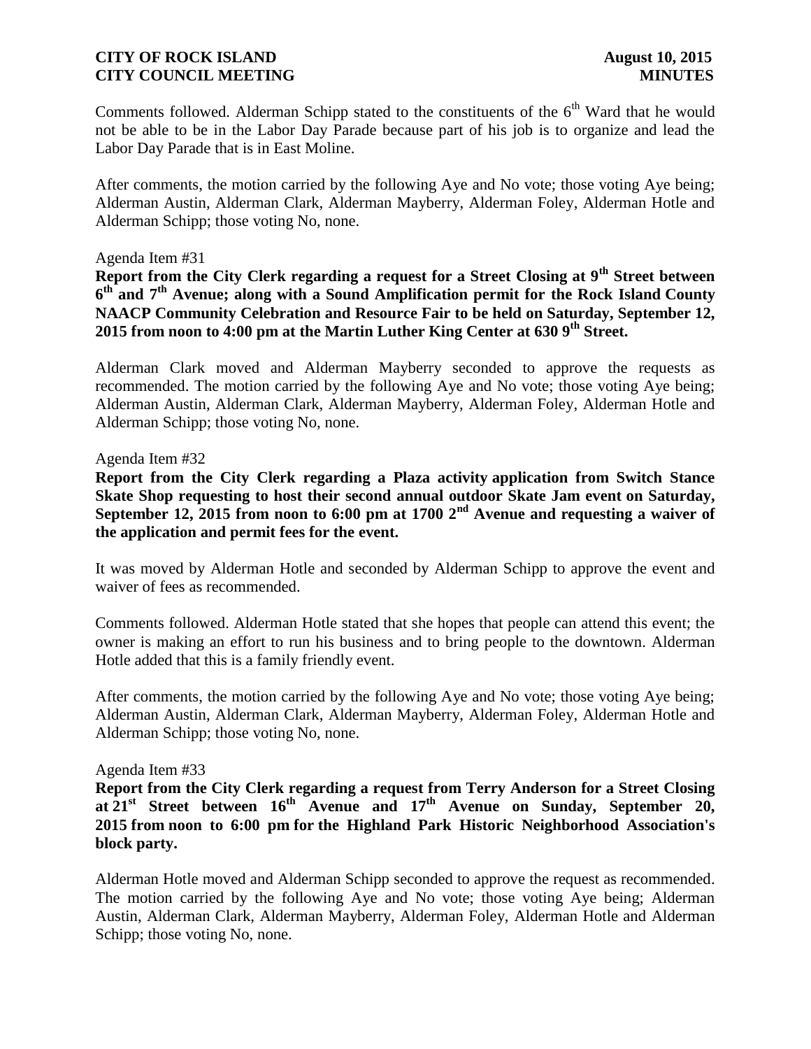Comments followed. Alderman Schipp stated to the constituents of the 6th Ward that he would not be able to be in the Labor Day Parade because part of his job is to organize and lead the Labor Day Parade that is in East Moline.

After comments, the motion carried by the following Aye and No vote; those voting Aye being; Alderman Austin, Alderman Clark, Alderman Mayberry, Alderman Foley, Alderman Hotle and Alderman Schipp; those voting No, none.

Agenda Item #31

**Report from the City Clerk regarding a request for a Street Closing at 9th Street between 6th and 7th Avenue; along with a Sound Amplification permit for the Rock Island County NAACP Community Celebration and Resource Fair to be held on Saturday, September 12, 2015 from noon to 4:00 pm at the Martin Luther King Center at 630 9th Street.**

Alderman Clark moved and Alderman Mayberry seconded to approve the requests as recommended. The motion carried by the following Aye and No vote; those voting Aye being; Alderman Austin, Alderman Clark, Alderman Mayberry, Alderman Foley, Alderman Hotle and Alderman Schipp; those voting No, none.

Agenda Item #32

**Report from the City Clerk regarding a Plaza activity application from Switch Stance Skate Shop requesting to host their second annual outdoor Skate Jam event on Saturday, September 12, 2015 from noon to 6:00 pm at 1700 2nd Avenue and requesting a waiver of the application and permit fees for the event.**

It was moved by Alderman Hotle and seconded by Alderman Schipp to approve the event and waiver of fees as recommended.

Comments followed. Alderman Hotle stated that she hopes that people can attend this event; the owner is making an effort to run his business and to bring people to the downtown. Alderman Hotle added that this is a family friendly event.

After comments, the motion carried by the following Aye and No vote; those voting Aye being; Alderman Austin, Alderman Clark, Alderman Mayberry, Alderman Foley, Alderman Hotle and Alderman Schipp; those voting No, none.

Agenda Item #33

**Report from the City Clerk regarding a request from Terry Anderson for a Street Closing at 21st Street between 16th Avenue and 17th Avenue on Sunday, September 20, 2015 from noon to 6:00 pm for the Highland Park Historic Neighborhood Association's block party.**

Alderman Hotle moved and Alderman Schipp seconded to approve the request as recommended. The motion carried by the following Aye and No vote; those voting Aye being; Alderman Austin, Alderman Clark, Alderman Mayberry, Alderman Foley, Alderman Hotle and Alderman Schipp; those voting No, none.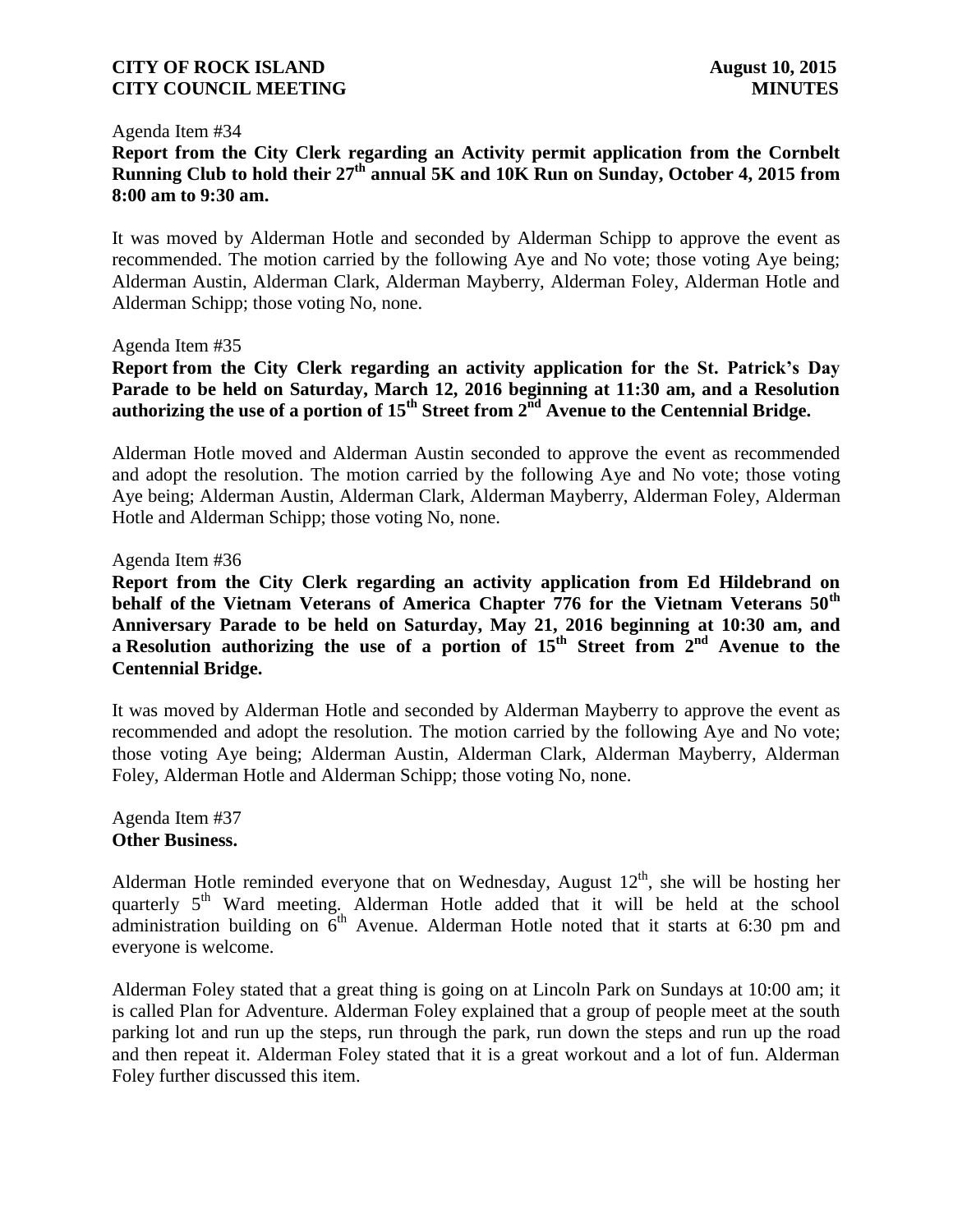Agenda Item #34

**Report from the City Clerk regarding an Activity permit application from the Cornbelt Running Club to hold their 27th annual 5K and 10K Run on Sunday, October 4, 2015 from 8:00 am to 9:30 am.**

It was moved by Alderman Hotle and seconded by Alderman Schipp to approve the event as recommended. The motion carried by the following Aye and No vote; those voting Aye being; Alderman Austin, Alderman Clark, Alderman Mayberry, Alderman Foley, Alderman Hotle and Alderman Schipp; those voting No, none.

Agenda Item #35

**Report from the City Clerk regarding an activity application for the St. Patrick's Day Parade to be held on Saturday, March 12, 2016 beginning at 11:30 am, and a Resolution authorizing the use of a portion of 15th Street from 2nd Avenue to the Centennial Bridge.**

Alderman Hotle moved and Alderman Austin seconded to approve the event as recommended and adopt the resolution. The motion carried by the following Aye and No vote; those voting Aye being; Alderman Austin, Alderman Clark, Alderman Mayberry, Alderman Foley, Alderman Hotle and Alderman Schipp; those voting No, none.

Agenda Item #36

**Report from the City Clerk regarding an activity application from Ed Hildebrand on behalf of the Vietnam Veterans of America Chapter 776 for the Vietnam Veterans 50th Anniversary Parade to be held on Saturday, May 21, 2016 beginning at 10:30 am, and a Resolution authorizing the use of a portion of 15th Street from 2nd Avenue to the Centennial Bridge.**

It was moved by Alderman Hotle and seconded by Alderman Mayberry to approve the event as recommended and adopt the resolution. The motion carried by the following Aye and No vote; those voting Aye being; Alderman Austin, Alderman Clark, Alderman Mayberry, Alderman Foley, Alderman Hotle and Alderman Schipp; those voting No, none.

Agenda Item #37

**Other Business.**

Alderman Hotle reminded everyone that on Wednesday, August 12th, she will be hosting her quarterly 5th Ward meeting. Alderman Hotle added that it will be held at the school administration building on 6th Avenue. Alderman Hotle noted that it starts at 6:30 pm and everyone is welcome.

Alderman Foley stated that a great thing is going on at Lincoln Park on Sundays at 10:00 am; it is called Plan for Adventure. Alderman Foley explained that a group of people meet at the south parking lot and run up the steps, run through the park, run down the steps and run up the road and then repeat it. Alderman Foley stated that it is a great workout and a lot of fun. Alderman Foley further discussed this item.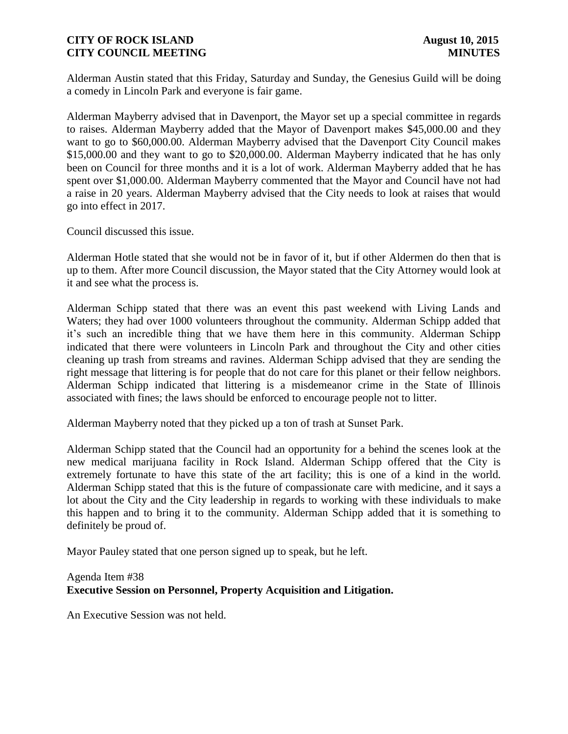Alderman Austin stated that this Friday, Saturday and Sunday, the Genesius Guild will be doing a comedy in Lincoln Park and everyone is fair game.

Alderman Mayberry advised that in Davenport, the Mayor set up a special committee in regards to raises. Alderman Mayberry added that the Mayor of Davenport makes $45,000.00 and they want to go to $60,000.00. Alderman Mayberry advised that the Davenport City Council makes $15,000.00 and they want to go to $20,000.00. Alderman Mayberry indicated that he has only been on Council for three months and it is a lot of work. Alderman Mayberry added that he has spent over $1,000.00. Alderman Mayberry commented that the Mayor and Council have not had a raise in 20 years. Alderman Mayberry advised that the City needs to look at raises that would go into effect in 2017.

Council discussed this issue.

Alderman Hotle stated that she would not be in favor of it, but if other Aldermen do then that is up to them. After more Council discussion, the Mayor stated that the City Attorney would look at it and see what the process is.

Alderman Schipp stated that there was an event this past weekend with Living Lands and Waters; they had over 1000 volunteers throughout the community. Alderman Schipp added that it's such an incredible thing that we have them here in this community. Alderman Schipp indicated that there were volunteers in Lincoln Park and throughout the City and other cities cleaning up trash from streams and ravines. Alderman Schipp advised that they are sending the right message that littering is for people that do not care for this planet or their fellow neighbors. Alderman Schipp indicated that littering is a misdemeanor crime in the State of Illinois associated with fines; the laws should be enforced to encourage people not to litter.

Alderman Mayberry noted that they picked up a ton of trash at Sunset Park.

Alderman Schipp stated that the Council had an opportunity for a behind the scenes look at the new medical marijuana facility in Rock Island. Alderman Schipp offered that the City is extremely fortunate to have this state of the art facility; this is one of a kind in the world. Alderman Schipp stated that this is the future of compassionate care with medicine, and it says a lot about the City and the City leadership in regards to working with these individuals to make this happen and to bring it to the community. Alderman Schipp added that it is something to definitely be proud of.

Mayor Pauley stated that one person signed up to speak, but he left.

Agenda Item #38
**Executive Session on Personnel, Property Acquisition and Litigation.**

An Executive Session was not held.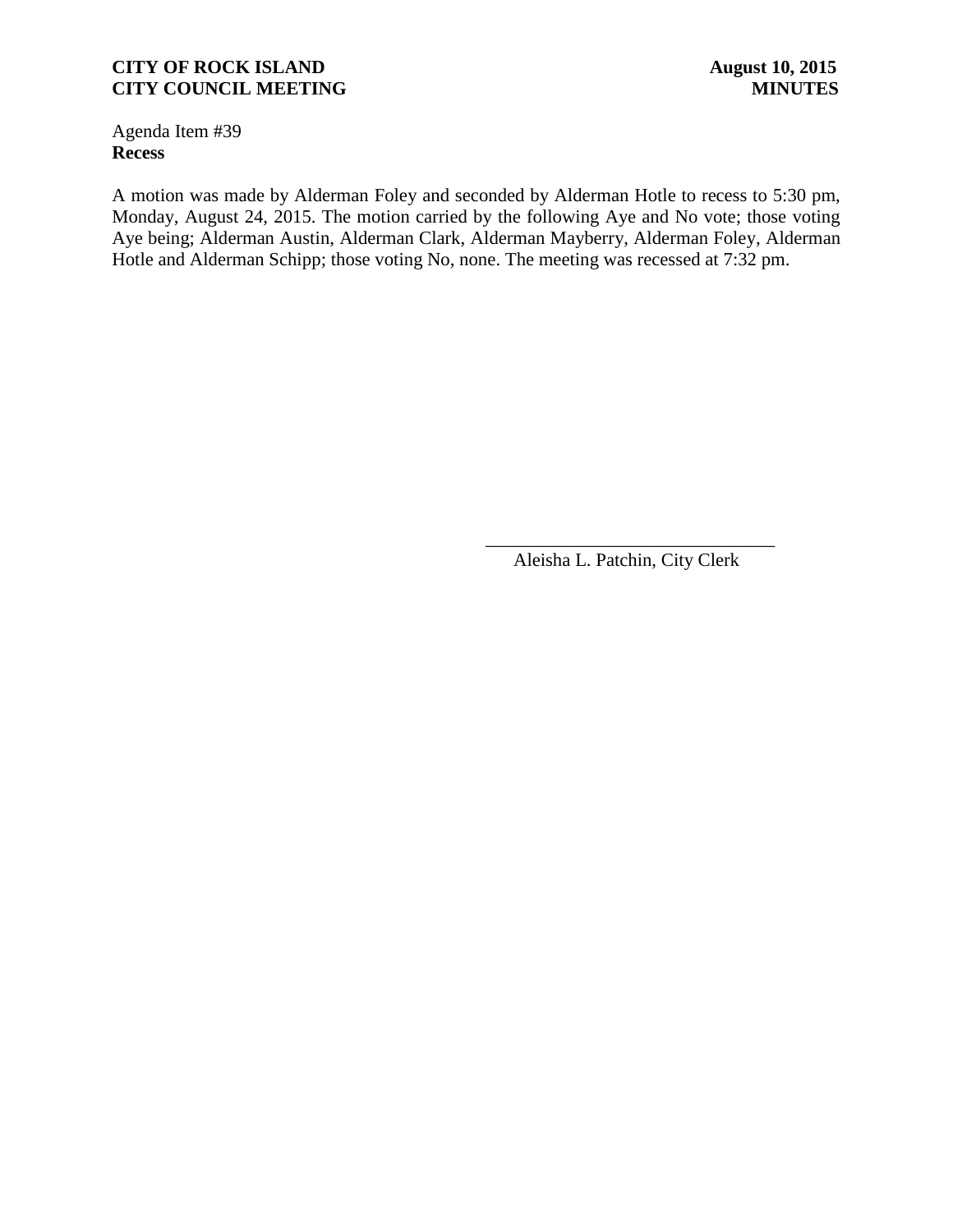Agenda Item #39
**Recess**

A motion was made by Alderman Foley and seconded by Alderman Hotle to recess to 5:30 pm, Monday, August 24, 2015. The motion carried by the following Aye and No vote; those voting Aye being; Alderman Austin, Alderman Clark, Alderman Mayberry, Alderman Foley, Alderman Hotle and Alderman Schipp; those voting No, none. The meeting was recessed at 7:32 pm.

\_\_\_\_\_\_\_\_\_\_\_\_\_\_\_\_\_\_\_\_\_\_\_\_\_\_\_\_\_\_\_\_

Aleisha L. Patchin, City Clerk